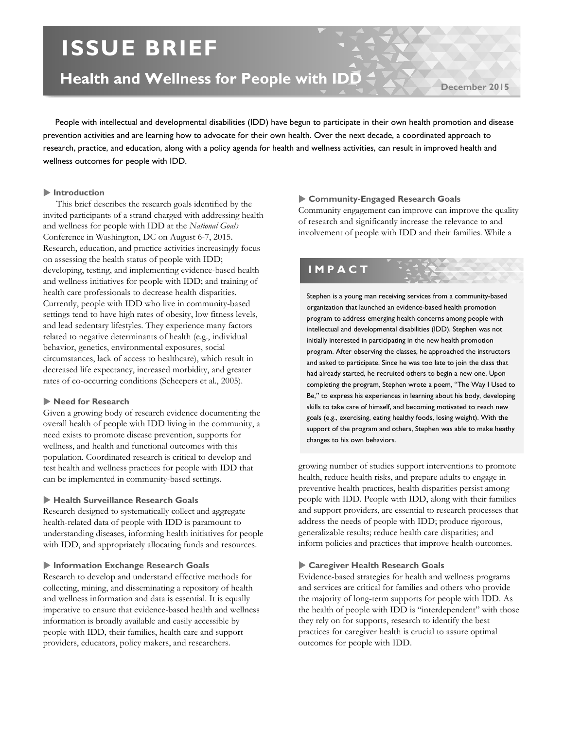# ISSUE BRIEF

## Health and Wellness for People with IDD

December 2015

People with intellectual and developmental disabilities (IDD) have begun to participate in their own health promotion and disease prevention activities and are learning how to advocate for their own health. Over the next decade, a coordinated approach to research, practice, and education, along with a policy agenda for health and wellness activities, can result in improved health and wellness outcomes for people with IDD.

### Introduction

This brief describes the research goals identified by the invited participants of a strand charged with addressing health and wellness for people with IDD at the *National Goals* Conference in Washington, DC on August 6-7, 2015. Research, education, and practice activities increasingly focus on assessing the health status of people with IDD; developing, testing, and implementing evidence-based health and wellness initiatives for people with IDD; and training of health care professionals to decrease health disparities. Currently, people with IDD who live in community-based settings tend to have high rates of obesity, low fitness levels, and lead sedentary lifestyles. They experience many factors related to negative determinants of health (e.g., individual behavior, genetics, environmental exposures, social circumstances, lack of access to healthcare), which result in decreased life expectancy, increased morbidity, and greater rates of co-occurring conditions (Scheepers et al., 2005).

### Need for Research

Given a growing body of research evidence documenting the overall health of people with IDD living in the community, a need exists to promote disease prevention, supports for wellness, and health and functional outcomes with this population. Coordinated research is critical to develop and test health and wellness practices for people with IDD that can be implemented in community-based settings.

### Health Surveillance Research Goals

Research designed to systematically collect and aggregate health-related data of people with IDD is paramount to understanding diseases, informing health initiatives for people with IDD, and appropriately allocating funds and resources.

### Information Exchange Research Goals

Research to develop and understand effective methods for collecting, mining, and disseminating a repository of health and wellness information and data is essential. It is equally imperative to ensure that evidence-based health and wellness information is broadly available and easily accessible by people with IDD, their families, health care and support providers, educators, policy makers, and researchers.

### Community-Engaged Research Goals

Community engagement can improve can improve the quality of research and significantly increase the relevance to and involvement of people with IDD and their families. While a growing number of studies support interventions to promote health, reduce health risks, and prepare adults to engage in preventive health practices, health disparities persist among people with IDD. People with IDD, along with their families and support providers, are essential to research processes that address the needs of people with IDD; produce rigorous, generalizable results; reduce health care disparities; and inform policies and practices that improve health outcomes.

### IMPACT

Stephen is a young man receiving services from a community-based organization that launched an evidence-based health promotion program to address emerging health concerns among people with intellectual and developmental disabilities (IDD). Stephen was not initially interested in participating in the new health promotion program. After observing the classes, he approached the instructors and asked to participate. Since he was too late to join the class that had already started, he recruited others to begin a new one. Upon completing the program, Stephen wrote a poem, "The Way I Used to Be," to express his experiences in learning about his body, developing skills to take care of himself, and becoming motivated to reach new goals (e.g., exercising, eating healthy foods, losing weight). With the support of the program and others, Stephen was able to make heathy changes to his own behaviors.

### Caregiver Health Research Goals

Evidence-based strategies for health and wellness programs and services are critical for families and others who provide the majority of long-term supports for people with IDD. As the health of people with IDD is "interdependent" with those they rely on for supports, research to identify the best practices for caregiver health is crucial to assure optimal outcomes for people with IDD.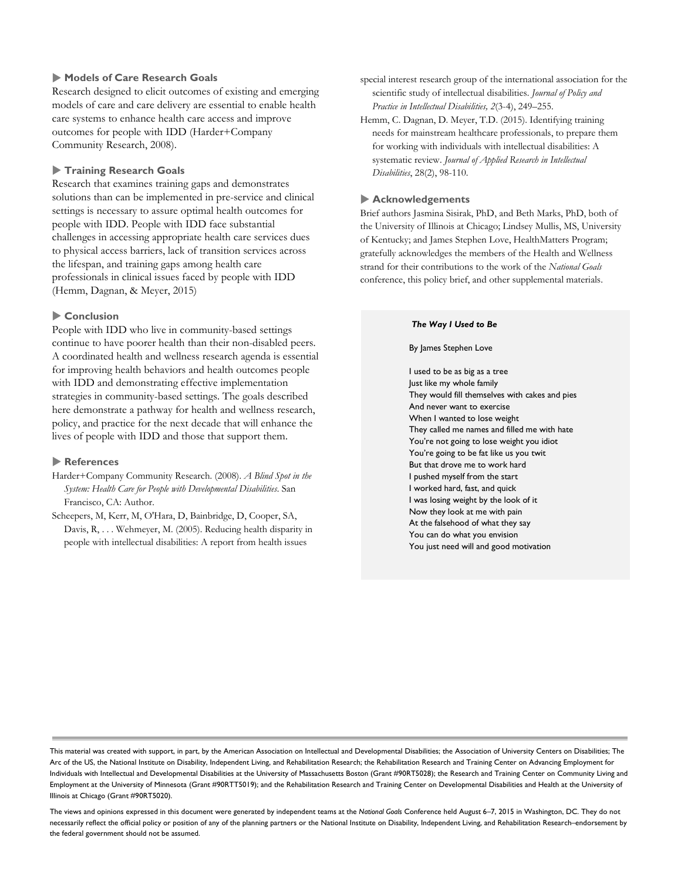## Models of Care Research Goals

Research designed to elicit outcomes of existing and emerging models of care and care delivery are essential to enable health care systems to enhance health care access and improve outcomes for people with IDD (Harder+Company Community Research, 2008).

## Training Research Goals

Research that examines training gaps and demonstrates solutions than can be implemented in pre-service and clinical settings is necessary to assure optimal health outcomes for people with IDD. People with IDD face substantial challenges in accessing appropriate health care services dues to physical access barriers, lack of transition services across the lifespan, and training gaps among health care professionals in clinical issues faced by people with IDD (Hemm, Dagnan, & Meyer, 2015)

## Conclusion

People with IDD who live in community-based settings continue to have poorer health than their non-disabled peers. A coordinated health and wellness research agenda is essential for improving health behaviors and health outcomes people with IDD and demonstrating effective implementation strategies in community-based settings. The goals described here demonstrate a pathway for health and wellness research, policy, and practice for the next decade that will enhance the lives of people with IDD and those that support them.

## References

Harder+Company Community Research. (2008). *A Blind Spot in the System: Health Care for People with Developmental Disabilities*. San Francisco, CA: Author.

Scheepers, M, Kerr, M, O'Hara, D, Bainbridge, D, Cooper, SA, Davis, R, . . . Wehmeyer, M. (2005). Reducing health disparity in people with intellectual disabilities: A report from health issues special interest research group of the international association for the scientific study of intellectual disabilities. *Journal of Policy and Practice in Intellectual Disabilities, 2*(3-4), 249–255.

Hemm, C. Dagnan, D. Meyer, T.D. (2015). Identifying training needs for mainstream healthcare professionals, to prepare them for working with individuals with intellectual disabilities: A systematic review. *Journal of Applied Research in Intellectual Disabilities*, 28(2), 98-110.

## Acknowledgements

Brief authors Jasmina Sisirak, PhD, and Beth Marks, PhD, both of the University of Illinois at Chicago; Lindsey Mullis, MS, University of Kentucky; and James Stephen Love, HealthMatters Program; gratefully acknowledges the members of the Health and Wellness strand for their contributions to the work of the *National Goals* conference, this policy brief, and other supplemental materials.

***The Way I Used to Be***

By James Stephen Love

I used to be as big as a tree  
Just like my whole family  
They would fill themselves with cakes and pies  
And never want to exercise  
When I wanted to lose weight  
They called me names and filled me with hate  
You're not going to lose weight you idiot  
You're going to be fat like us you twit  
But that drove me to work hard  
I pushed myself from the start  
I worked hard, fast, and quick  
I was losing weight by the look of it  
Now they look at me with pain  
At the falsehood of what they say  
You can do what you envision  
You just need will and good motivation

This material was created with support, in part, by the American Association on Intellectual and Developmental Disabilities; the Association of University Centers on Disabilities; The Arc of the US, the National Institute on Disability, Independent Living, and Rehabilitation Research; the Rehabilitation Research and Training Center on Advancing Employment for Individuals with Intellectual and Developmental Disabilities at the University of Massachusetts Boston (Grant #90RT5028); the Research and Training Center on Community Living and Employment at the University of Minnesota (Grant #90RTT5019); and the Rehabilitation Research and Training Center on Developmental Disabilities and Health at the University of Illinois at Chicago (Grant #90RT5020).

The views and opinions expressed in this document were generated by independent teams at the *National Goals* Conference held August 6–7, 2015 in Washington, DC. They do not necessarily reflect the official policy or position of any of the planning partners or the National Institute on Disability, Independent Living, and Rehabilitation Research–endorsement by the federal government should not be assumed.